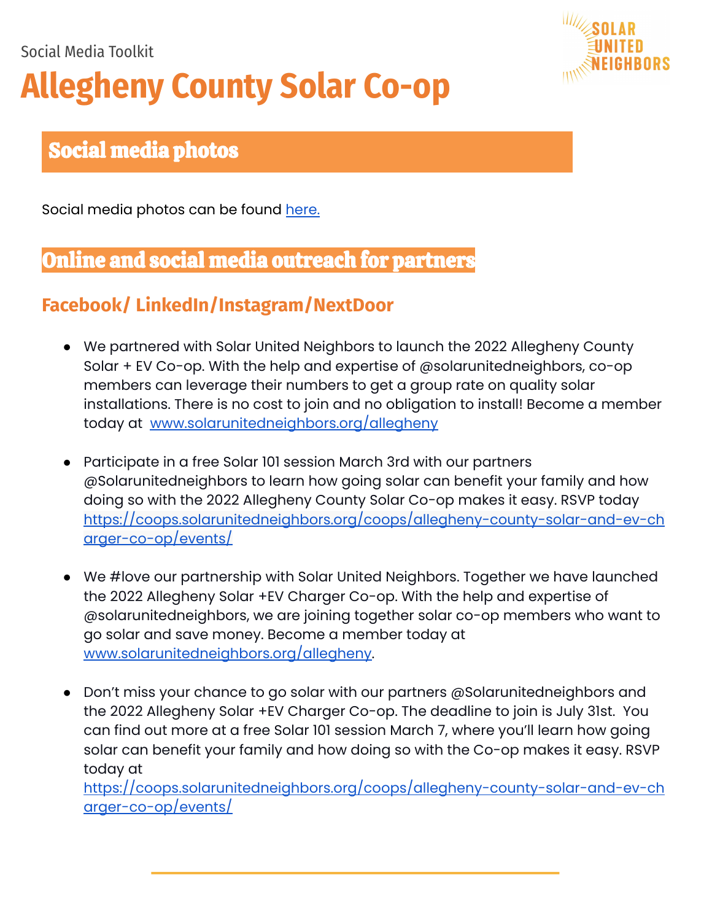Social Media Toolkit

# Allegheny County Solar Co-op

## Social media photos

Social media photos can be found here.

## Online and social media outreach for partners

### Facebook/ LinkedIn/Instagram/NextDoor

- We partnered with Solar United Neighbors to launch the 2022 Allegheny County Solar + EV Co-op. With the help and expertise of @solarunitedneighbors, co-op members can leverage their numbers to get a group rate on quality solar installations. There is no cost to join and no obligation to install! Become a member today at www.solarunitedneighbors.org/allegheny

- Participate in a free Solar 101 session March 3rd with our partners @Solarunitedneighbors to learn how going solar can benefit your family and how doing so with the 2022 Allegheny County Solar Co-op makes it easy. RSVP today https://coops.solarunitedneighbors.org/coops/allegheny-county-solar-and-ev-charger-co-op/events/

- We #love our partnership with Solar United Neighbors. Together we have launched the 2022 Allegheny Solar +EV Charger Co-op. With the help and expertise of @solarunitedneighbors, we are joining together solar co-op members who want to go solar and save money. Become a member today at www.solarunitedneighbors.org/allegheny.

- Don't miss your chance to go solar with our partners @Solarunitedneighbors and the 2022 Allegheny Solar +EV Charger Co-op. The deadline to join is July 31st. You can find out more at a free Solar 101 session March 7, where you'll learn how going solar can benefit your family and how doing so with the Co-op makes it easy. RSVP today at https://coops.solarunitedneighbors.org/coops/allegheny-county-solar-and-ev-charger-co-op/events/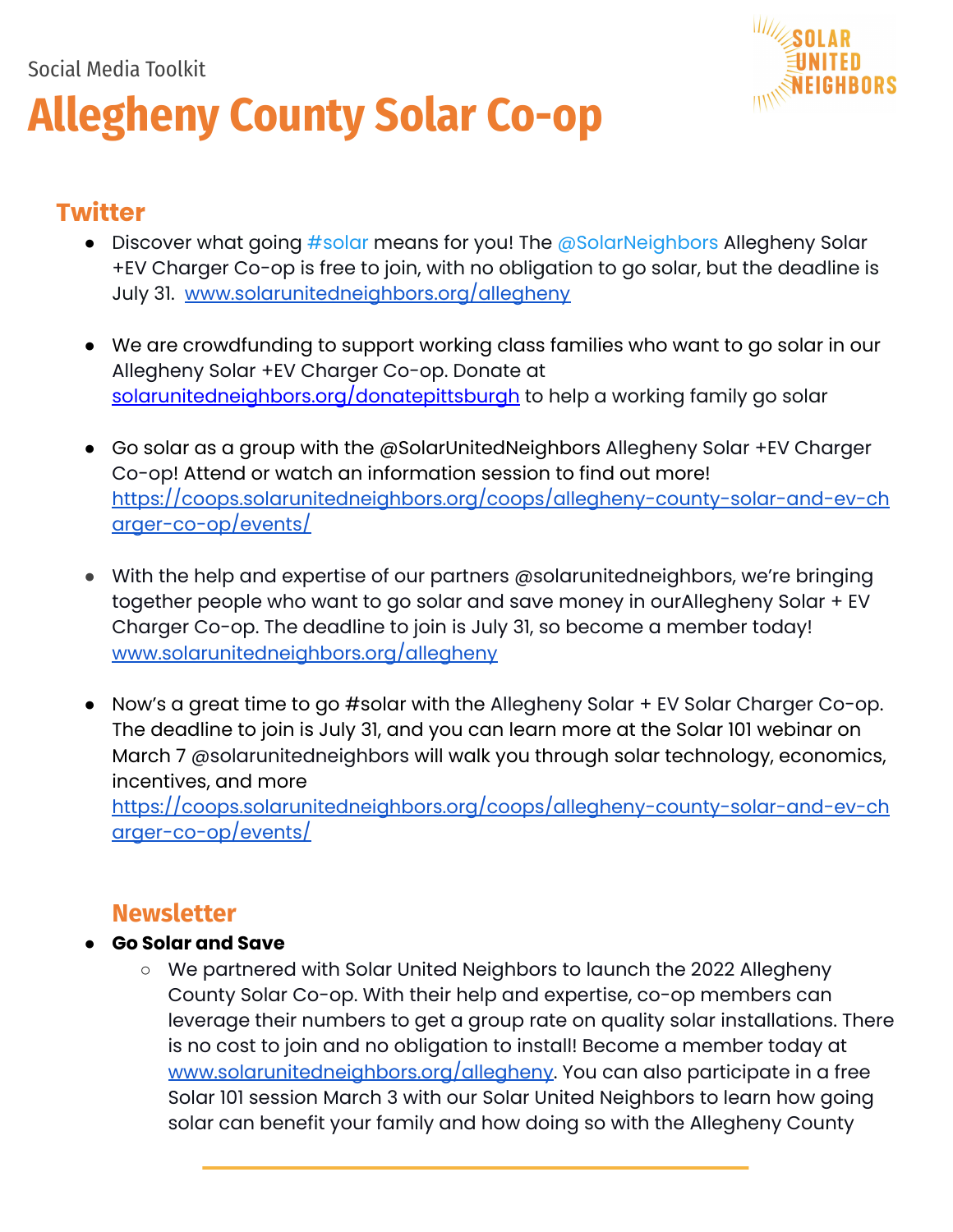Social Media Toolkit

# Allegheny County Solar Co-op

## Twitter

- Discover what going #solar means for you! The @SolarNeighbors Allegheny Solar +EV Charger Co-op is free to join, with no obligation to go solar, but the deadline is July 31. [www.solarunitedneighbors.org/allegheny](www.solarunitedneighbors.org/allegheny)

- We are crowdfunding to support working class families who want to go solar in our Allegheny Solar +EV Charger Co-op. Donate at [solarunitedneighbors.org/donatepittsburgh](solarunitedneighbors.org/donatepittsburgh) to help a working family go solar

- Go solar as a group with the @SolarUnitedNeighbors Allegheny Solar +EV Charger Co-op! Attend or watch an information session to find out more! [https://coops.solarunitedneighbors.org/coops/allegheny-county-solar-and-ev-charger-co-op/events/](https://coops.solarunitedneighbors.org/coops/allegheny-county-solar-and-ev-charger-co-op/events/)

- With the help and expertise of our partners @solarunitedneighbors, we're bringing together people who want to go solar and save money in ourAllegheny Solar + EV Charger Co-op. The deadline to join is July 31, so become a member today! [www.solarunitedneighbors.org/allegheny](www.solarunitedneighbors.org/allegheny)

- Now's a great time to go #solar with the Allegheny Solar + EV Solar Charger Co-op. The deadline to join is July 31, and you can learn more at the Solar 101 webinar on March 7 @solarunitedneighbors will walk you through solar technology, economics, incentives, and more [https://coops.solarunitedneighbors.org/coops/allegheny-county-solar-and-ev-charger-co-op/events/](https://coops.solarunitedneighbors.org/coops/allegheny-county-solar-and-ev-charger-co-op/events/)

## Newsletter

- **Go Solar and Save**
  - We partnered with Solar United Neighbors to launch the 2022 Allegheny County Solar Co-op. With their help and expertise, co-op members can leverage their numbers to get a group rate on quality solar installations. There is no cost to join and no obligation to install! Become a member today at [www.solarunitedneighbors.org/allegheny](www.solarunitedneighbors.org/allegheny). You can also participate in a free Solar 101 session March 3 with our Solar United Neighbors to learn how going solar can benefit your family and how doing so with the Allegheny County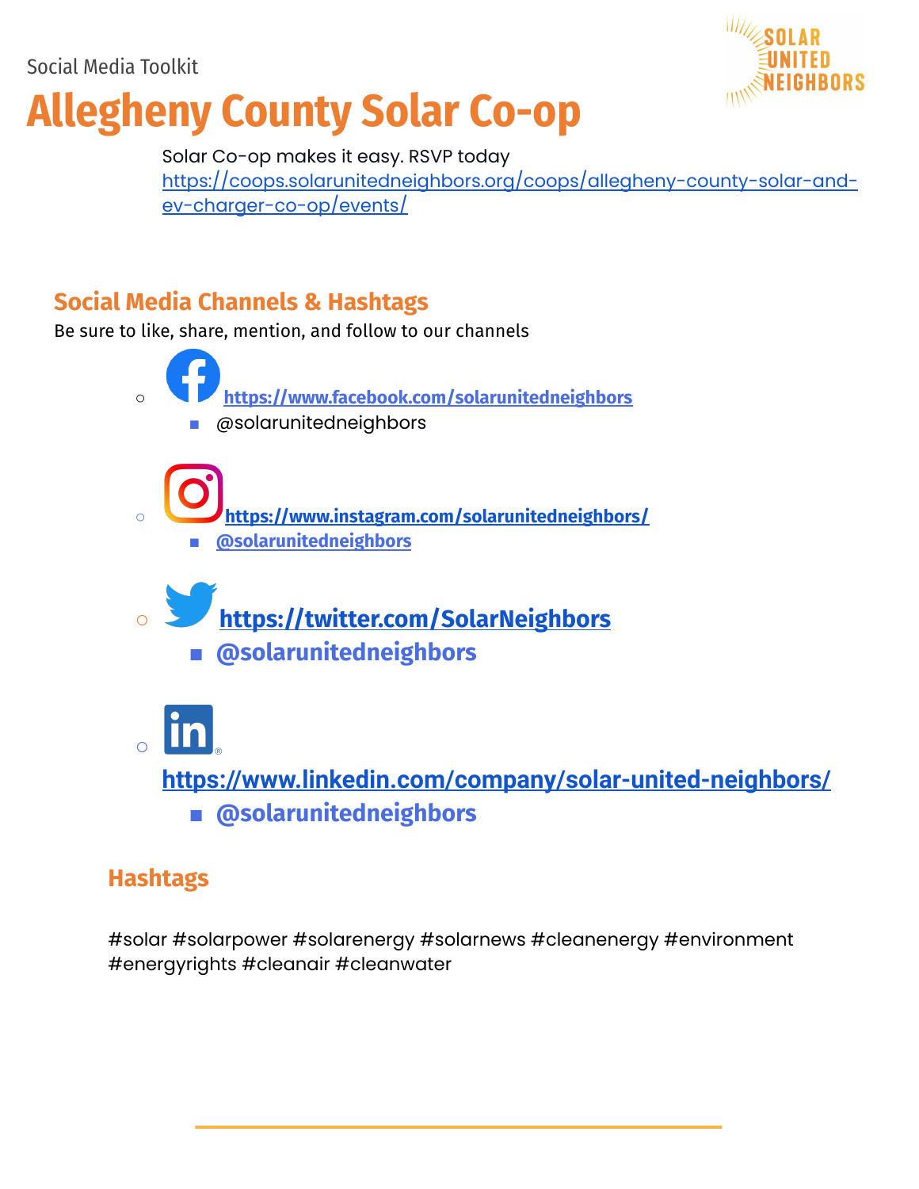Social Media Toolkit

# Allegheny County Solar Co-op

Solar Co-op makes it easy. RSVP today
https://coops.solarunitedneighbors.org/coops/allegheny-county-solar-and-ev-charger-co-op/events/

## Social Media Channels & Hashtags

Be sure to like, share, mention, and follow to our channels

- https://www.facebook.com/solarunitedneighbors
  - @solarunitedneighbors
- https://www.instagram.com/solarunitedneighbors/
  - @solarunitedneighbors
- https://twitter.com/SolarNeighbors
  - @solarunitedneighbors
- https://www.linkedin.com/company/solar-united-neighbors/
  - @solarunitedneighbors

## Hashtags

#solar #solarpower #solarenergy #solarnews #cleanenergy #environment #energyrights #cleanair #cleanwater